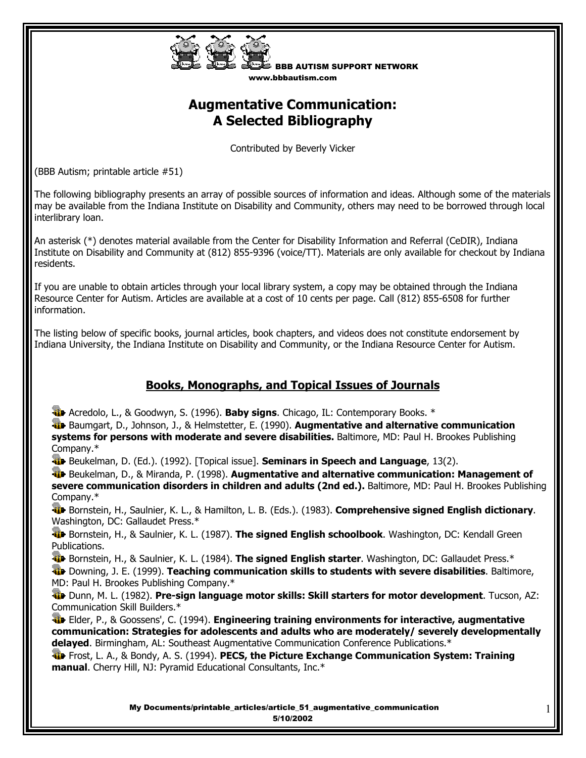BBB AUTISM SUPPORT NETWORK
www.bbbautism.com

# Augmentative Communication: A Selected Bibliography

Contributed by Beverly Vicker

(BBB Autism; printable article #51)

The following bibliography presents an array of possible sources of information and ideas. Although some of the materials may be available from the Indiana Institute on Disability and Community, others may need to be borrowed through local interlibrary loan.

An asterisk (*) denotes material available from the Center for Disability Information and Referral (CeDIR), Indiana Institute on Disability and Community at (812) 855-9396 (voice/TT). Materials are only available for checkout by Indiana residents.

If you are unable to obtain articles through your local library system, a copy may be obtained through the Indiana Resource Center for Autism. Articles are available at a cost of 10 cents per page. Call (812) 855-6508 for further information.

The listing below of specific books, journal articles, book chapters, and videos does not constitute endorsement by Indiana University, the Indiana Institute on Disability and Community, or the Indiana Resource Center for Autism.

## Books, Monographs, and Topical Issues of Journals

- Acredolo, L., & Goodwyn, S. (1996). **Baby signs**. Chicago, IL: Contemporary Books. *
- Baumgart, D., Johnson, J., & Helmstetter, E. (1990). **Augmentative and alternative communication systems for persons with moderate and severe disabilities.** Baltimore, MD: Paul H. Brookes Publishing Company.*
- Beukelman, D. (Ed.). (1992). [Topical issue]. **Seminars in Speech and Language**, 13(2).
- Beukelman, D., & Miranda, P. (1998). **Augmentative and alternative communication: Management of severe communication disorders in children and adults (2nd ed.).** Baltimore, MD: Paul H. Brookes Publishing Company.*
- Bornstein, H., Saulnier, K. L., & Hamilton, L. B. (Eds.). (1983). **Comprehensive signed English dictionary**. Washington, DC: Gallaudet Press.*
- Bornstein, H., & Saulnier, K. L. (1987). **The signed English schoolbook**. Washington, DC: Kendall Green Publications.
- Bornstein, H., & Saulnier, K. L. (1984). **The signed English starter**. Washington, DC: Gallaudet Press.*
- Downing, J. E. (1999). **Teaching communication skills to students with severe disabilities**. Baltimore, MD: Paul H. Brookes Publishing Company.*
- Dunn, M. L. (1982). **Pre-sign language motor skills: Skill starters for motor development**. Tucson, AZ: Communication Skill Builders.*
- Elder, P., & Goossens', C. (1994). **Engineering training environments for interactive, augmentative communication: Strategies for adolescents and adults who are moderately/ severely developmentally delayed**. Birmingham, AL: Southeast Augmentative Communication Conference Publications.*
- Frost, L. A., & Bondy, A. S. (1994). **PECS, the Picture Exchange Communication System: Training manual**. Cherry Hill, NJ: Pyramid Educational Consultants, Inc.*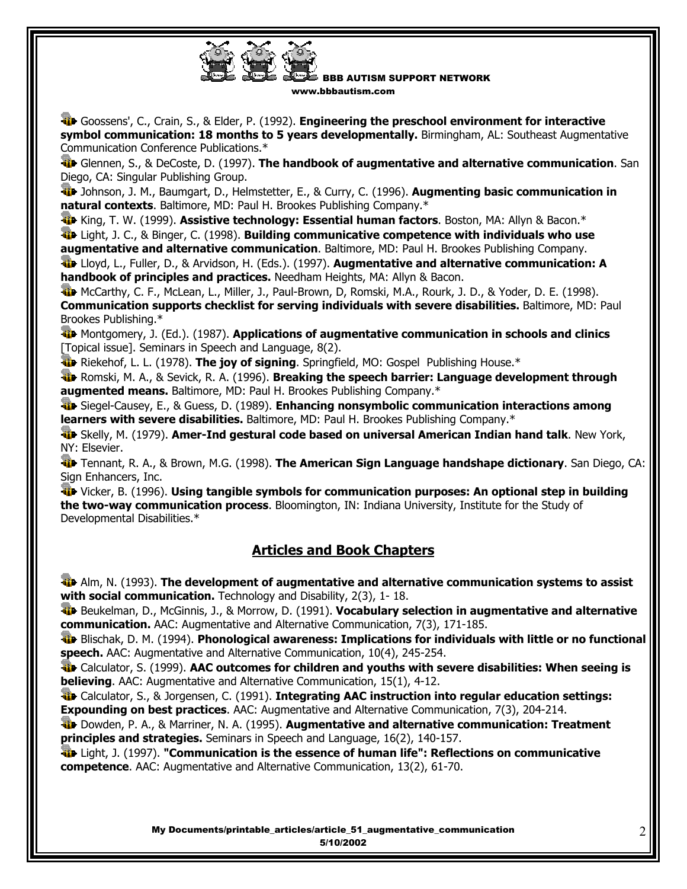Goossens', C., Crain, S., & Elder, P. (1992). **Engineering the preschool environment for interactive symbol communication: 18 months to 5 years developmentally.** Birmingham, AL: Southeast Augmentative Communication Conference Publications.*

Glennen, S., & DeCoste, D. (1997). **The handbook of augmentative and alternative communication**. San Diego, CA: Singular Publishing Group.

Johnson, J. M., Baumgart, D., Helmstetter, E., & Curry, C. (1996). **Augmenting basic communication in natural contexts**. Baltimore, MD: Paul H. Brookes Publishing Company.*

King, T. W. (1999). **Assistive technology: Essential human factors**. Boston, MA: Allyn & Bacon.*

Light, J. C., & Binger, C. (1998). **Building communicative competence with individuals who use augmentative and alternative communication**. Baltimore, MD: Paul H. Brookes Publishing Company.

Lloyd, L., Fuller, D., & Arvidson, H. (Eds.). (1997). **Augmentative and alternative communication: A handbook of principles and practices.** Needham Heights, MA: Allyn & Bacon.

McCarthy, C. F., McLean, L., Miller, J., Paul-Brown, D, Romski, M.A., Rourk, J. D., & Yoder, D. E. (1998). **Communication supports checklist for serving individuals with severe disabilities.** Baltimore, MD: Paul Brookes Publishing.*

Montgomery, J. (Ed.). (1987). **Applications of augmentative communication in schools and clinics** [Topical issue]. Seminars in Speech and Language, 8(2).

Riekehof, L. L. (1978). **The joy of signing**. Springfield, MO: Gospel Publishing House.*

Romski, M. A., & Sevick, R. A. (1996). **Breaking the speech barrier: Language development through augmented means.** Baltimore, MD: Paul H. Brookes Publishing Company.*

Siegel-Causey, E., & Guess, D. (1989). **Enhancing nonsymbolic communication interactions among learners with severe disabilities.** Baltimore, MD: Paul H. Brookes Publishing Company.*

Skelly, M. (1979). **Amer-Ind gestural code based on universal American Indian hand talk**. New York, NY: Elsevier.

Tennant, R. A., & Brown, M.G. (1998). **The American Sign Language handshape dictionary**. San Diego, CA: Sign Enhancers, Inc.

Vicker, B. (1996). **Using tangible symbols for communication purposes: An optional step in building the two-way communication process**. Bloomington, IN: Indiana University, Institute for the Study of Developmental Disabilities.*

## Articles and Book Chapters

Alm, N. (1993). **The development of augmentative and alternative communication systems to assist with social communication.** Technology and Disability, 2(3), 1- 18.

Beukelman, D., McGinnis, J., & Morrow, D. (1991). **Vocabulary selection in augmentative and alternative communication.** AAC: Augmentative and Alternative Communication, 7(3), 171-185.

Blischak, D. M. (1994). **Phonological awareness: Implications for individuals with little or no functional speech.** AAC: Augmentative and Alternative Communication, 10(4), 245-254.

Calculator, S. (1999). **AAC outcomes for children and youths with severe disabilities: When seeing is believing**. AAC: Augmentative and Alternative Communication, 15(1), 4-12.

Calculator, S., & Jorgensen, C. (1991). **Integrating AAC instruction into regular education settings: Expounding on best practices**. AAC: Augmentative and Alternative Communication, 7(3), 204-214.

Dowden, P. A., & Marriner, N. A. (1995). **Augmentative and alternative communication: Treatment principles and strategies.** Seminars in Speech and Language, 16(2), 140-157.

Light, J. (1997). **"Communication is the essence of human life": Reflections on communicative competence**. AAC: Augmentative and Alternative Communication, 13(2), 61-70.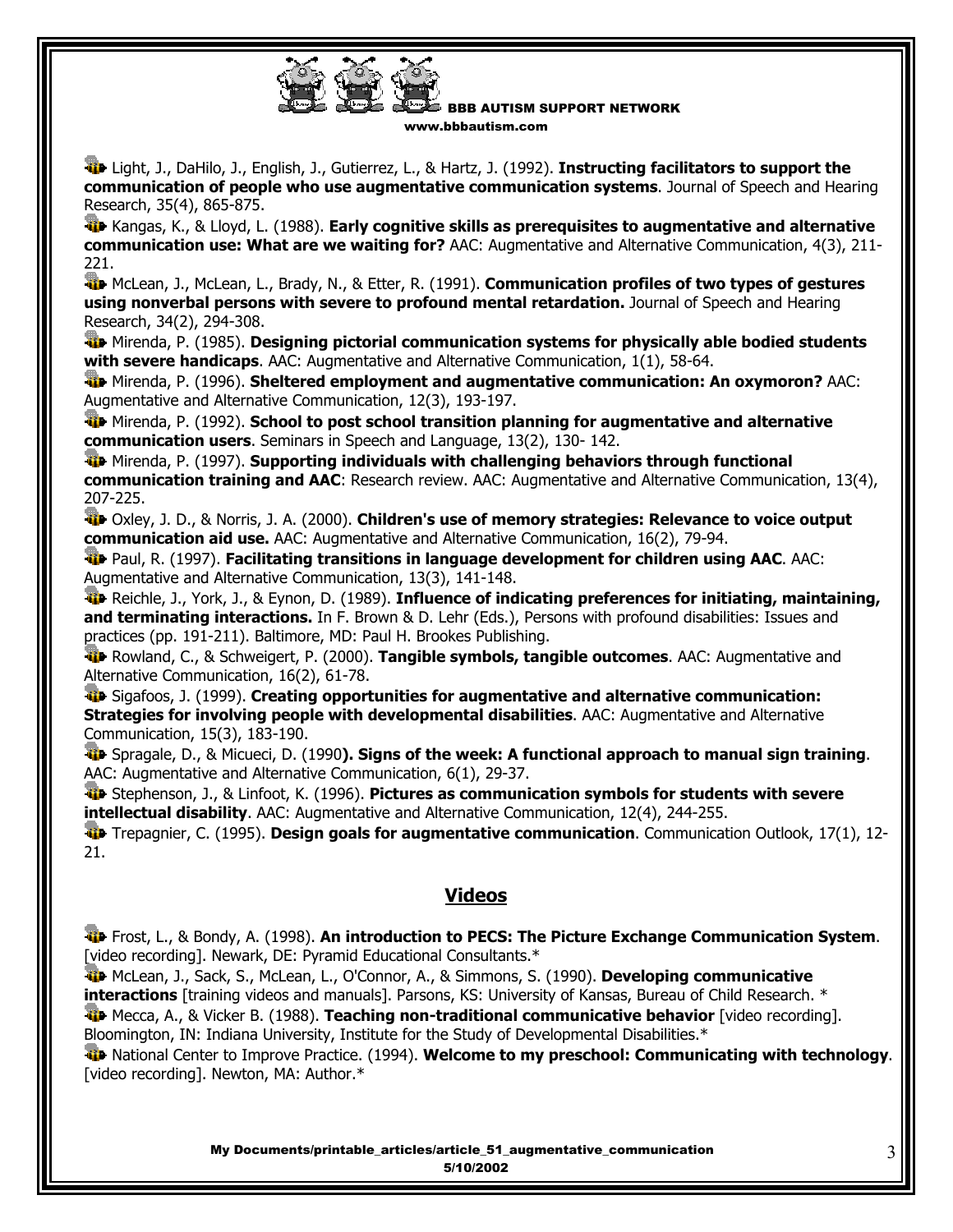Light, J., DaHilo, J., English, J., Gutierrez, L., & Hartz, J. (1992). **Instructing facilitators to support the communication of people who use augmentative communication systems**. Journal of Speech and Hearing Research, 35(4), 865-875.

Kangas, K., & Lloyd, L. (1988). **Early cognitive skills as prerequisites to augmentative and alternative communication use: What are we waiting for?** AAC: Augmentative and Alternative Communication, 4(3), 211-221.

McLean, J., McLean, L., Brady, N., & Etter, R. (1991). **Communication profiles of two types of gestures using nonverbal persons with severe to profound mental retardation.** Journal of Speech and Hearing Research, 34(2), 294-308.

Mirenda, P. (1985). **Designing pictorial communication systems for physically able bodied students with severe handicaps**. AAC: Augmentative and Alternative Communication, 1(1), 58-64.

Mirenda, P. (1996). **Sheltered employment and augmentative communication: An oxymoron?** AAC: Augmentative and Alternative Communication, 12(3), 193-197.

Mirenda, P. (1992). **School to post school transition planning for augmentative and alternative communication users**. Seminars in Speech and Language, 13(2), 130- 142.

Mirenda, P. (1997). **Supporting individuals with challenging behaviors through functional communication training and AAC**: Research review. AAC: Augmentative and Alternative Communication, 13(4), 207-225.

Oxley, J. D., & Norris, J. A. (2000). **Children's use of memory strategies: Relevance to voice output communication aid use.** AAC: Augmentative and Alternative Communication, 16(2), 79-94.

Paul, R. (1997). **Facilitating transitions in language development for children using AAC**. AAC: Augmentative and Alternative Communication, 13(3), 141-148.

Reichle, J., York, J., & Eynon, D. (1989). **Influence of indicating preferences for initiating, maintaining, and terminating interactions.** In F. Brown & D. Lehr (Eds.), Persons with profound disabilities: Issues and practices (pp. 191-211). Baltimore, MD: Paul H. Brookes Publishing.

Rowland, C., & Schweigert, P. (2000). **Tangible symbols, tangible outcomes**. AAC: Augmentative and Alternative Communication, 16(2), 61-78.

Sigafoos, J. (1999). **Creating opportunities for augmentative and alternative communication: Strategies for involving people with developmental disabilities**. AAC: Augmentative and Alternative Communication, 15(3), 183-190.

Spragale, D., & Micueci, D. (1990**). Signs of the week: A functional approach to manual sign training**. AAC: Augmentative and Alternative Communication, 6(1), 29-37.

Stephenson, J., & Linfoot, K. (1996). **Pictures as communication symbols for students with severe intellectual disability**. AAC: Augmentative and Alternative Communication, 12(4), 244-255.

Trepagnier, C. (1995). **Design goals for augmentative communication**. Communication Outlook, 17(1), 12-21.

## Videos

Frost, L., & Bondy, A. (1998). **An introduction to PECS: The Picture Exchange Communication System**. [video recording]. Newark, DE: Pyramid Educational Consultants.*

McLean, J., Sack, S., McLean, L., O'Connor, A., & Simmons, S. (1990). **Developing communicative interactions** [training videos and manuals]. Parsons, KS: University of Kansas, Bureau of Child Research. *

Mecca, A., & Vicker B. (1988). **Teaching non-traditional communicative behavior** [video recording]. Bloomington, IN: Indiana University, Institute for the Study of Developmental Disabilities.*

National Center to Improve Practice. (1994). **Welcome to my preschool: Communicating with technology**. [video recording]. Newton, MA: Author.*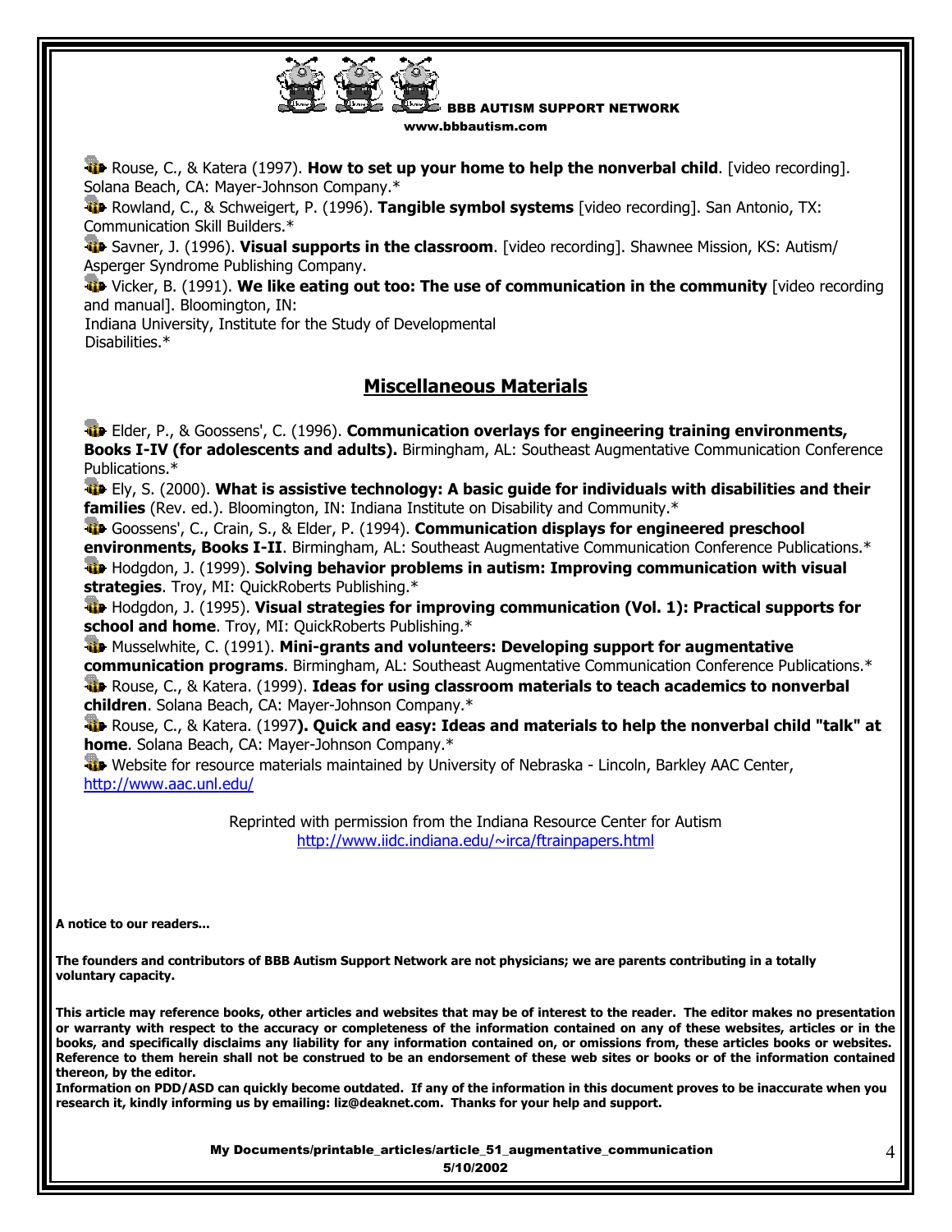- Rouse, C., & Katera (1997). **How to set up your home to help the nonverbal child**. [video recording]. Solana Beach, CA: Mayer-Johnson Company.*
- Rowland, C., & Schweigert, P. (1996). **Tangible symbol systems** [video recording]. San Antonio, TX: Communication Skill Builders.*
- Savner, J. (1996). **Visual supports in the classroom**. [video recording]. Shawnee Mission, KS: Autism/ Asperger Syndrome Publishing Company.
- Vicker, B. (1991). **We like eating out too: The use of communication in the community** [video recording and manual]. Bloomington, IN: Indiana University, Institute for the Study of Developmental Disabilities.*

## Miscellaneous Materials

- Elder, P., & Goossens', C. (1996). **Communication overlays for engineering training environments, Books I-IV (for adolescents and adults).** Birmingham, AL: Southeast Augmentative Communication Conference Publications.*
- Ely, S. (2000). **What is assistive technology: A basic guide for individuals with disabilities and their families** (Rev. ed.). Bloomington, IN: Indiana Institute on Disability and Community.*
- Goossens', C., Crain, S., & Elder, P. (1994). **Communication displays for engineered preschool environments, Books I-II**. Birmingham, AL: Southeast Augmentative Communication Conference Publications.*
- Hodgdon, J. (1999). **Solving behavior problems in autism: Improving communication with visual strategies**. Troy, MI: QuickRoberts Publishing.*
- Hodgdon, J. (1995). **Visual strategies for improving communication (Vol. 1): Practical supports for school and home**. Troy, MI: QuickRoberts Publishing.*
- Musselwhite, C. (1991). **Mini-grants and volunteers: Developing support for augmentative communication programs**. Birmingham, AL: Southeast Augmentative Communication Conference Publications.*
- Rouse, C., & Katera. (1999). **Ideas for using classroom materials to teach academics to nonverbal children**. Solana Beach, CA: Mayer-Johnson Company.*
- Rouse, C., & Katera. (1997**). Quick and easy: Ideas and materials to help the nonverbal child "talk" at home**. Solana Beach, CA: Mayer-Johnson Company.*
- Website for resource materials maintained by University of Nebraska - Lincoln, Barkley AAC Center, http://www.aac.unl.edu/

Reprinted with permission from the Indiana Resource Center for Autism
http://www.iidc.indiana.edu/~irca/ftrainpapers.html

**A notice to our readers...**

**The founders and contributors of BBB Autism Support Network are not physicians; we are parents contributing in a totally voluntary capacity.**

**This article may reference books, other articles and websites that may be of interest to the reader. The editor makes no presentation or warranty with respect to the accuracy or completeness of the information contained on any of these websites, articles or in the books, and specifically disclaims any liability for any information contained on, or omissions from, these articles books or websites. Reference to them herein shall not be construed to be an endorsement of these web sites or books or of the information contained thereon, by the editor.**
**Information on PDD/ASD can quickly become outdated. If any of the information in this document proves to be inaccurate when you research it, kindly informing us by emailing: liz@deaknet.com. Thanks for your help and support.**